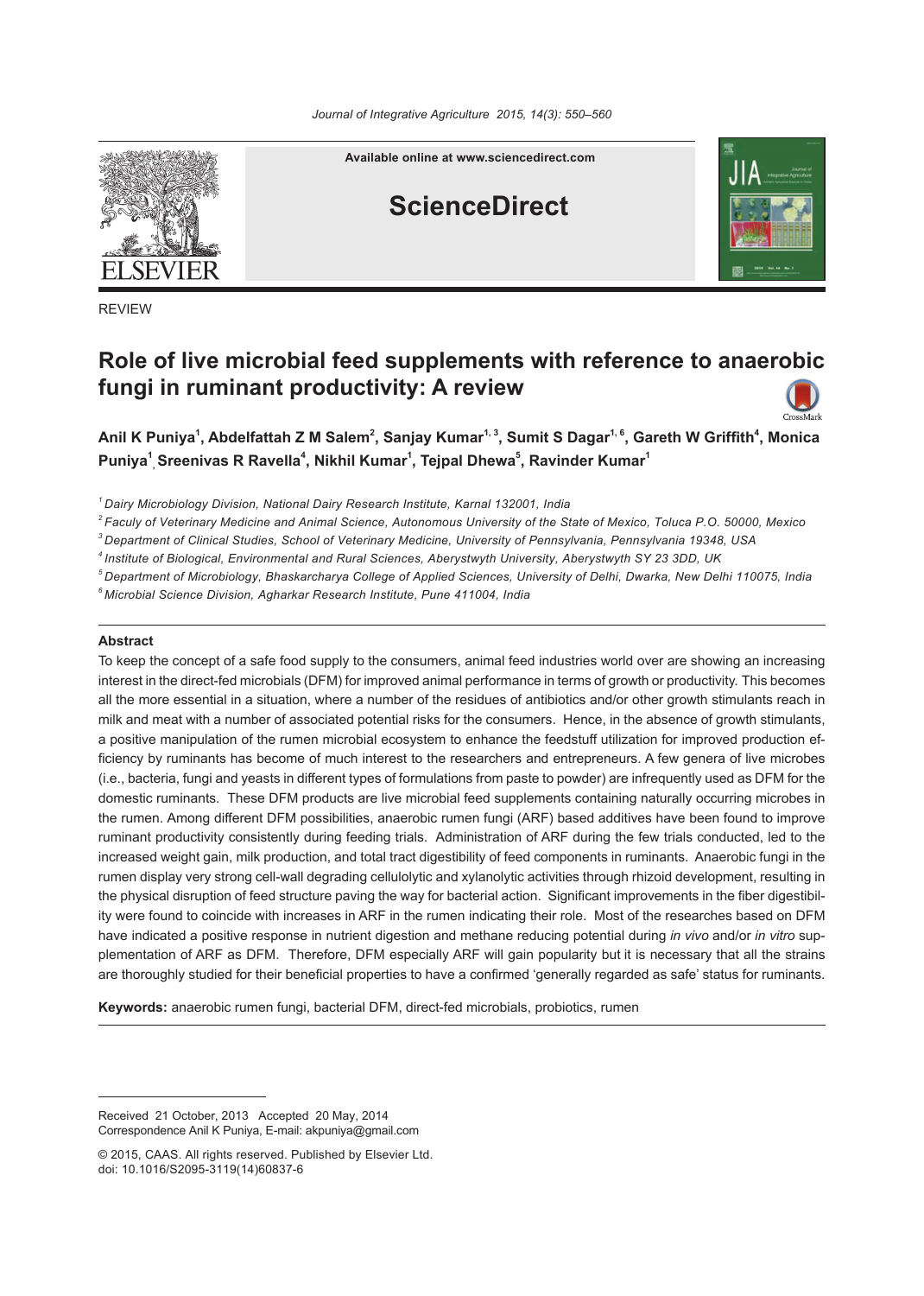REVIEW

# Role of live microbial feed supplements with reference to anaerobic fungi in ruminant productivity: A review

**Anil K Puniya[1], Abdelfattah Z M Salem[2], Sanjay Kumar[1,3], Sumit S Dagar[1,6], Gareth W Griffith[4], Monica Puniya[1], Sreenivas R Ravella[4], Nikhil Kumar[1], Tejpal Dhewa[5], Ravinder Kumar[1]**

*[1] Dairy Microbiology Division, National Dairy Research Institute, Karnal 132001, India*

*[2] Faculy of Veterinary Medicine and Animal Science, Autonomous University of the State of Mexico, Toluca P.O. 50000, Mexico*

*[3] Department of Clinical Studies, School of Veterinary Medicine, University of Pennsylvania, Pennsylvania 19348, USA*

*[4] Institute of Biological, Environmental and Rural Sciences, Aberystwyth University, Aberystwyth SY 23 3DD, UK*

*[5] Department of Microbiology, Bhaskarcharya College of Applied Sciences, University of Delhi, Dwarka, New Delhi 110075, India*

*[6] Microbial Science Division, Agharkar Research Institute, Pune 411004, India*

## Abstract

To keep the concept of a safe food supply to the consumers, animal feed industries world over are showing an increasing interest in the direct-fed microbials (DFM) for improved animal performance in terms of growth or productivity. This becomes all the more essential in a situation, where a number of the residues of antibiotics and/or other growth stimulants reach in milk and meat with a number of associated potential risks for the consumers. Hence, in the absence of growth stimulants, a positive manipulation of the rumen microbial ecosystem to enhance the feedstuff utilization for improved production efficiency by ruminants has become of much interest to the researchers and entrepreneurs. A few genera of live microbes (i.e., bacteria, fungi and yeasts in different types of formulations from paste to powder) are infrequently used as DFM for the domestic ruminants. These DFM products are live microbial feed supplements containing naturally occurring microbes in the rumen. Among different DFM possibilities, anaerobic rumen fungi (ARF) based additives have been found to improve ruminant productivity consistently during feeding trials. Administration of ARF during the few trials conducted, led to the increased weight gain, milk production, and total tract digestibility of feed components in ruminants. Anaerobic fungi in the rumen display very strong cell-wall degrading cellulolytic and xylanolytic activities through rhizoid development, resulting in the physical disruption of feed structure paving the way for bacterial action. Significant improvements in the fiber digestibility were found to coincide with increases in ARF in the rumen indicating their role. Most of the researches based on DFM have indicated a positive response in nutrient digestion and methane reducing potential during *in vivo* and/or *in vitro* supplementation of ARF as DFM. Therefore, DFM especially ARF will gain popularity but it is necessary that all the strains are thoroughly studied for their beneficial properties to have a confirmed 'generally regarded as safe' status for ruminants.

**Keywords:** anaerobic rumen fungi, bacterial DFM, direct-fed microbials, probiotics, rumen

---

Received 21 October, 2013 Accepted 20 May, 2014
Correspondence Anil K Puniya, E-mail: akpuniya@gmail.com

© 2015, CAAS. All rights reserved. Published by Elsevier Ltd.
doi: 10.1016/S2095-3119(14)60837-6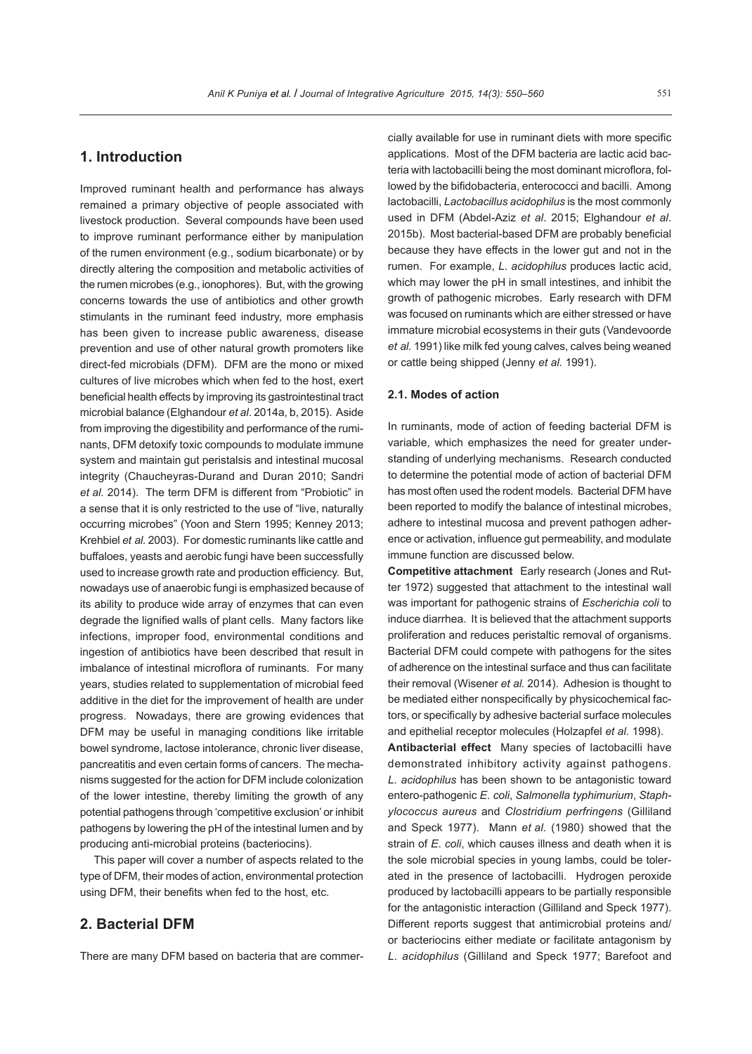## 1. Introduction

Improved ruminant health and performance has always remained a primary objective of people associated with livestock production. Several compounds have been used to improve ruminant performance either by manipulation of the rumen environment (e.g., sodium bicarbonate) or by directly altering the composition and metabolic activities of the rumen microbes (e.g., ionophores). But, with the growing concerns towards the use of antibiotics and other growth stimulants in the ruminant feed industry, more emphasis has been given to increase public awareness, disease prevention and use of other natural growth promoters like direct-fed microbials (DFM). DFM are the mono or mixed cultures of live microbes which when fed to the host, exert beneficial health effects by improving its gastrointestinal tract microbial balance (Elghandour *et al*. 2014a, b, 2015). Aside from improving the digestibility and performance of the ruminants, DFM detoxify toxic compounds to modulate immune system and maintain gut peristalsis and intestinal mucosal integrity (Chaucheyras-Durand and Duran 2010; Sandri *et al.* 2014). The term DFM is different from "Probiotic" in a sense that it is only restricted to the use of "live, naturally occurring microbes" (Yoon and Stern 1995; Kenney 2013; Krehbiel *et al.* 2003). For domestic ruminants like cattle and buffaloes, yeasts and aerobic fungi have been successfully used to increase growth rate and production efficiency. But, nowadays use of anaerobic fungi is emphasized because of its ability to produce wide array of enzymes that can even degrade the lignified walls of plant cells. Many factors like infections, improper food, environmental conditions and ingestion of antibiotics have been described that result in imbalance of intestinal microflora of ruminants. For many years, studies related to supplementation of microbial feed additive in the diet for the improvement of health are under progress. Nowadays, there are growing evidences that DFM may be useful in managing conditions like irritable bowel syndrome, lactose intolerance, chronic liver disease, pancreatitis and even certain forms of cancers. The mechanisms suggested for the action for DFM include colonization of the lower intestine, thereby limiting the growth of any potential pathogens through 'competitive exclusion' or inhibit pathogens by lowering the pH of the intestinal lumen and by producing anti-microbial proteins (bacteriocins).

This paper will cover a number of aspects related to the type of DFM, their modes of action, environmental protection using DFM, their benefits when fed to the host, etc.

## 2. Bacterial DFM

There are many DFM based on bacteria that are commercially available for use in ruminant diets with more specific applications. Most of the DFM bacteria are lactic acid bacteria with lactobacilli being the most dominant microflora, followed by the bifidobacteria, enterococci and bacilli. Among lactobacilli, *Lactobacillus acidophilus* is the most commonly used in DFM (Abdel-Aziz *et al*. 2015; Elghandour *et al*. 2015b). Most bacterial-based DFM are probably beneficial because they have effects in the lower gut and not in the rumen. For example, *L. acidophilus* produces lactic acid, which may lower the pH in small intestines, and inhibit the growth of pathogenic microbes. Early research with DFM was focused on ruminants which are either stressed or have immature microbial ecosystems in their guts (Vandevoorde *et al.* 1991) like milk fed young calves, calves being weaned or cattle being shipped (Jenny *et al.* 1991).

### 2.1. Modes of action

In ruminants, mode of action of feeding bacterial DFM is variable, which emphasizes the need for greater understanding of underlying mechanisms. Research conducted to determine the potential mode of action of bacterial DFM has most often used the rodent models. Bacterial DFM have been reported to modify the balance of intestinal microbes, adhere to intestinal mucosa and prevent pathogen adherence or activation, influence gut permeability, and modulate immune function are discussed below.

**Competitive attachment** Early research (Jones and Rutter 1972) suggested that attachment to the intestinal wall was important for pathogenic strains of *Escherichia coli* to induce diarrhea. It is believed that the attachment supports proliferation and reduces peristaltic removal of organisms. Bacterial DFM could compete with pathogens for the sites of adherence on the intestinal surface and thus can facilitate their removal (Wisener *et al.* 2014). Adhesion is thought to be mediated either nonspecifically by physicochemical factors, or specifically by adhesive bacterial surface molecules and epithelial receptor molecules (Holzapfel *et al.* 1998).

**Antibacterial effect** Many species of lactobacilli have demonstrated inhibitory activity against pathogens. *L. acidophilus* has been shown to be antagonistic toward entero-pathogenic *E. coli*, *Salmonella typhimurium*, *Staphylococcus aureus* and *Clostridium perfringens* (Gilliland and Speck 1977). Mann *et al.* (1980) showed that the strain of *E. coli*, which causes illness and death when it is the sole microbial species in young lambs, could be tolerated in the presence of lactobacilli. Hydrogen peroxide produced by lactobacilli appears to be partially responsible for the antagonistic interaction (Gilliland and Speck 1977). Different reports suggest that antimicrobial proteins and/or bacteriocins either mediate or facilitate antagonism by *L. acidophilus* (Gilliland and Speck 1977; Barefoot and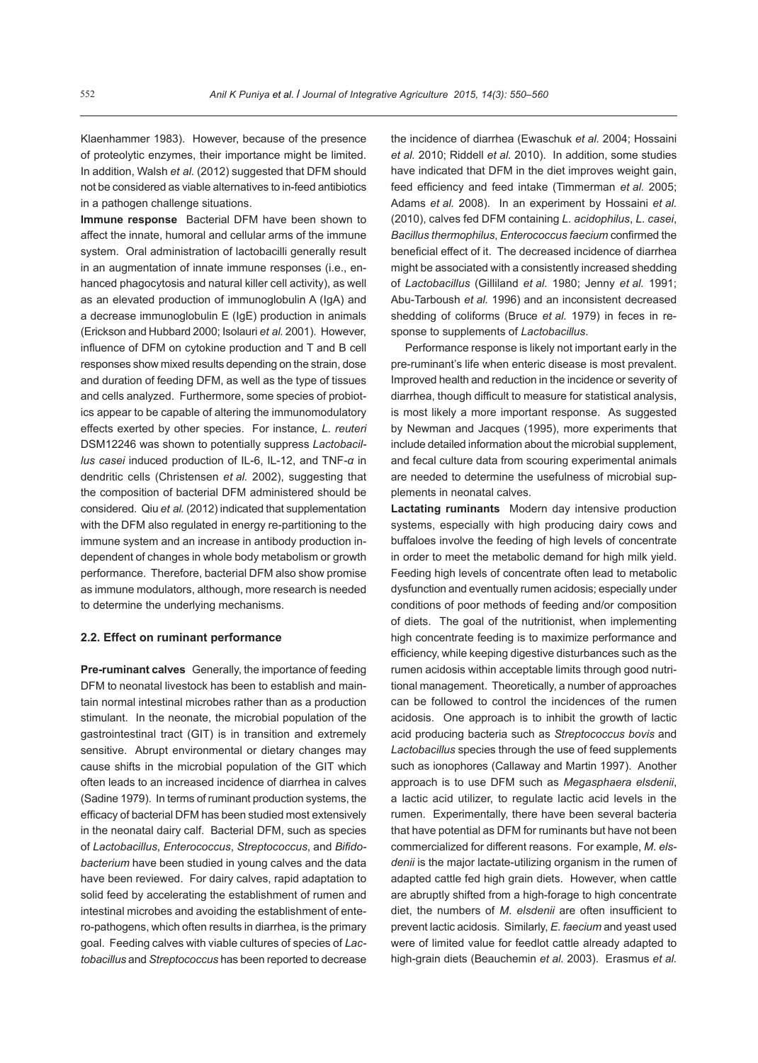Klaenhammer 1983). However, because of the presence of proteolytic enzymes, their importance might be limited. In addition, Walsh *et al.* (2012) suggested that DFM should not be considered as viable alternatives to in-feed antibiotics in a pathogen challenge situations.

**Immune response** Bacterial DFM have been shown to affect the innate, humoral and cellular arms of the immune system. Oral administration of lactobacilli generally result in an augmentation of innate immune responses (i.e., enhanced phagocytosis and natural killer cell activity), as well as an elevated production of immunoglobulin A (IgA) and a decrease immunoglobulin E (IgE) production in animals (Erickson and Hubbard 2000; Isolauri *et al.* 2001). However, influence of DFM on cytokine production and T and B cell responses show mixed results depending on the strain, dose and duration of feeding DFM, as well as the type of tissues and cells analyzed. Furthermore, some species of probiotics appear to be capable of altering the immunomodulatory effects exerted by other species. For instance, *L. reuteri* DSM12246 was shown to potentially suppress *Lactobacillus casei* induced production of IL-6, IL-12, and TNF-*α* in dendritic cells (Christensen *et al.* 2002), suggesting that the composition of bacterial DFM administered should be considered. Qiu *et al.* (2012) indicated that supplementation with the DFM also regulated in energy re-partitioning to the immune system and an increase in antibody production independent of changes in whole body metabolism or growth performance. Therefore, bacterial DFM also show promise as immune modulators, although, more research is needed to determine the underlying mechanisms.

## 2.2. Effect on ruminant performance

**Pre-ruminant calves** Generally, the importance of feeding DFM to neonatal livestock has been to establish and maintain normal intestinal microbes rather than as a production stimulant. In the neonate, the microbial population of the gastrointestinal tract (GIT) is in transition and extremely sensitive. Abrupt environmental or dietary changes may cause shifts in the microbial population of the GIT which often leads to an increased incidence of diarrhea in calves (Sadine 1979). In terms of ruminant production systems, the efficacy of bacterial DFM has been studied most extensively in the neonatal dairy calf. Bacterial DFM, such as species of *Lactobacillus*, *Enterococcus*, *Streptococcus*, and *Bifidobacterium* have been studied in young calves and the data have been reviewed. For dairy calves, rapid adaptation to solid feed by accelerating the establishment of rumen and intestinal microbes and avoiding the establishment of entero-pathogens, which often results in diarrhea, is the primary goal. Feeding calves with viable cultures of species of *Lactobacillus* and *Streptococcus* has been reported to decrease the incidence of diarrhea (Ewaschuk *et al.* 2004; Hossaini *et al.* 2010; Riddell *et al.* 2010). In addition, some studies have indicated that DFM in the diet improves weight gain, feed efficiency and feed intake (Timmerman *et al.* 2005; Adams *et al.* 2008). In an experiment by Hossaini *et al.* (2010), calves fed DFM containing *L. acidophilus*, *L. casei*, *Bacillus thermophilus*, *Enterococcus faecium* confirmed the beneficial effect of it. The decreased incidence of diarrhea might be associated with a consistently increased shedding of *Lactobacillus* (Gilliland *et al.* 1980; Jenny *et al.* 1991; Abu-Tarboush *et al.* 1996) and an inconsistent decreased shedding of coliforms (Bruce *et al.* 1979) in feces in response to supplements of *Lactobacillus*.

Performance response is likely not important early in the pre-ruminant's life when enteric disease is most prevalent. Improved health and reduction in the incidence or severity of diarrhea, though difficult to measure for statistical analysis, is most likely a more important response. As suggested by Newman and Jacques (1995), more experiments that include detailed information about the microbial supplement, and fecal culture data from scouring experimental animals are needed to determine the usefulness of microbial supplements in neonatal calves.

**Lactating ruminants** Modern day intensive production systems, especially with high producing dairy cows and buffaloes involve the feeding of high levels of concentrate in order to meet the metabolic demand for high milk yield. Feeding high levels of concentrate often lead to metabolic dysfunction and eventually rumen acidosis; especially under conditions of poor methods of feeding and/or composition of diets. The goal of the nutritionist, when implementing high concentrate feeding is to maximize performance and efficiency, while keeping digestive disturbances such as the rumen acidosis within acceptable limits through good nutritional management. Theoretically, a number of approaches can be followed to control the incidences of the rumen acidosis. One approach is to inhibit the growth of lactic acid producing bacteria such as *Streptococcus bovis* and *Lactobacillus* species through the use of feed supplements such as ionophores (Callaway and Martin 1997). Another approach is to use DFM such as *Megasphaera elsdenii*, a lactic acid utilizer, to regulate lactic acid levels in the rumen. Experimentally, there have been several bacteria that have potential as DFM for ruminants but have not been commercialized for different reasons. For example, *M. elsdenii* is the major lactate-utilizing organism in the rumen of adapted cattle fed high grain diets. However, when cattle are abruptly shifted from a high-forage to high concentrate diet, the numbers of *M. elsdenii* are often insufficient to prevent lactic acidosis. Similarly, *E. faecium* and yeast used were of limited value for feedlot cattle already adapted to high-grain diets (Beauchemin *et al.* 2003). Erasmus *et al.*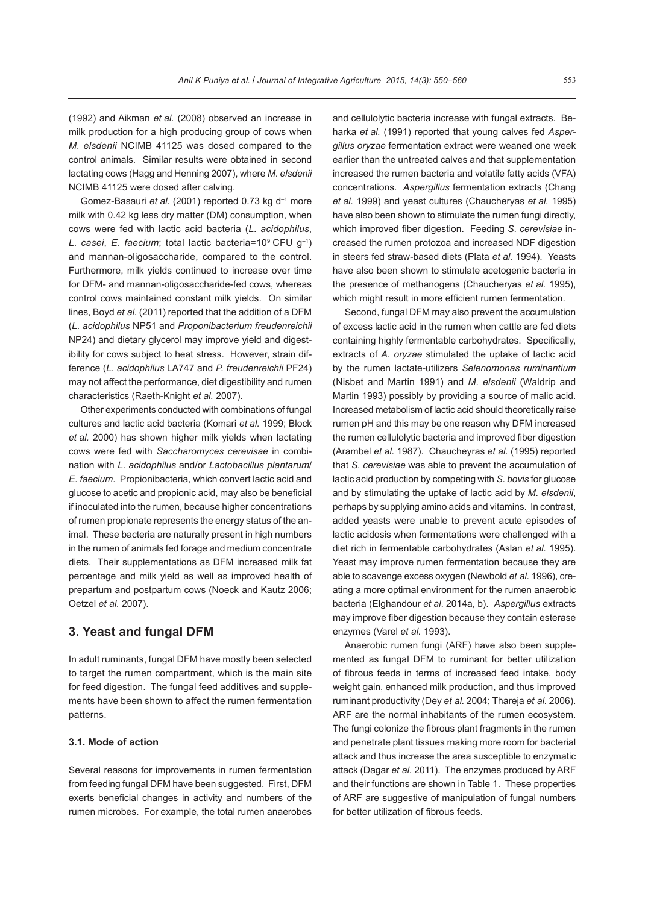(1992) and Aikman *et al.* (2008) observed an increase in milk production for a high producing group of cows when *M. elsdenii* NCIMB 41125 was dosed compared to the control animals. Similar results were obtained in second lactating cows (Hagg and Henning 2007), where *M. elsdenii* NCIMB 41125 were dosed after calving.

Gomez-Basauri *et al.* (2001) reported 0.73 kg $d^{-1}$ more milk with 0.42 kg less dry matter (DM) consumption, when cows were fed with lactic acid bacteria (*L. acidophilus*, *L. casei*, *E. faecium*; total lactic bacteria=$10^9$ CFU $g^{-1}$) and mannan-oligosaccharide, compared to the control. Furthermore, milk yields continued to increase over time for DFM- and mannan-oligosaccharide-fed cows, whereas control cows maintained constant milk yields. On similar lines, Boyd *et al.* (2011) reported that the addition of a DFM (*L. acidophilus* NP51 and *Proponibacterium freudenreichii* NP24) and dietary glycerol may improve yield and digestibility for cows subject to heat stress. However, strain difference (*L. acidophilus* LA747 and *P. freudenreichii* PF24) may not affect the performance, diet digestibility and rumen characteristics (Raeth-Knight *et al.* 2007).

Other experiments conducted with combinations of fungal cultures and lactic acid bacteria (Komari *et al.* 1999; Block *et al.* 2000) has shown higher milk yields when lactating cows were fed with *Saccharomyces cerevisae* in combination with *L. acidophilus* and/or *Lactobacillus plantarum*/*E. faecium*. Propionibacteria, which convert lactic acid and glucose to acetic and propionic acid, may also be beneficial if inoculated into the rumen, because higher concentrations of rumen propionate represents the energy status of the animal. These bacteria are naturally present in high numbers in the rumen of animals fed forage and medium concentrate diets. Their supplementations as DFM increased milk fat percentage and milk yield as well as improved health of prepartum and postpartum cows (Noeck and Kautz 2006; Oetzel *et al.* 2007).

## 3. Yeast and fungal DFM

In adult ruminants, fungal DFM have mostly been selected to target the rumen compartment, which is the main site for feed digestion. The fungal feed additives and supplements have been shown to affect the rumen fermentation patterns.

### 3.1. Mode of action

Several reasons for improvements in rumen fermentation from feeding fungal DFM have been suggested. First, DFM exerts beneficial changes in activity and numbers of the rumen microbes. For example, the total rumen anaerobes and cellulolytic bacteria increase with fungal extracts. Beharka *et al.* (1991) reported that young calves fed *Aspergillus oryzae* fermentation extract were weaned one week earlier than the untreated calves and that supplementation increased the rumen bacteria and volatile fatty acids (VFA) concentrations. *Aspergillus* fermentation extracts (Chang *et al.* 1999) and yeast cultures (Chaucheryas *et al.* 1995) have also been shown to stimulate the rumen fungi directly, which improved fiber digestion. Feeding *S. cerevisiae* increased the rumen protozoa and increased NDF digestion in steers fed straw-based diets (Plata *et al.* 1994). Yeasts have also been shown to stimulate acetogenic bacteria in the presence of methanogens (Chaucheryas *et al.* 1995), which might result in more efficient rumen fermentation.

Second, fungal DFM may also prevent the accumulation of excess lactic acid in the rumen when cattle are fed diets containing highly fermentable carbohydrates. Specifically, extracts of *A. oryzae* stimulated the uptake of lactic acid by the rumen lactate-utilizers *Selenomonas ruminantium* (Nisbet and Martin 1991) and *M. elsdenii* (Waldrip and Martin 1993) possibly by providing a source of malic acid. Increased metabolism of lactic acid should theoretically raise rumen pH and this may be one reason why DFM increased the rumen cellulolytic bacteria and improved fiber digestion (Arambel *et al.* 1987). Chaucheyras *et al.* (1995) reported that *S. cerevisiae* was able to prevent the accumulation of lactic acid production by competing with *S. bovis* for glucose and by stimulating the uptake of lactic acid by *M. elsdenii*, perhaps by supplying amino acids and vitamins. In contrast, added yeasts were unable to prevent acute episodes of lactic acidosis when fermentations were challenged with a diet rich in fermentable carbohydrates (Aslan *et al.* 1995). Yeast may improve rumen fermentation because they are able to scavenge excess oxygen (Newbold *et al.* 1996), creating a more optimal environment for the rumen anaerobic bacteria (Elghandour *et al*. 2014a, b). *Aspergillus* extracts may improve fiber digestion because they contain esterase enzymes (Varel *et al.* 1993).

Anaerobic rumen fungi (ARF) have also been supplemented as fungal DFM to ruminant for better utilization of fibrous feeds in terms of increased feed intake, body weight gain, enhanced milk production, and thus improved ruminant productivity (Dey *et al.* 2004; Thareja *et al.* 2006). ARF are the normal inhabitants of the rumen ecosystem. The fungi colonize the fibrous plant fragments in the rumen and penetrate plant tissues making more room for bacterial attack and thus increase the area susceptible to enzymatic attack (Dagar *et al.* 2011). The enzymes produced by ARF and their functions are shown in Table 1. These properties of ARF are suggestive of manipulation of fungal numbers for better utilization of fibrous feeds.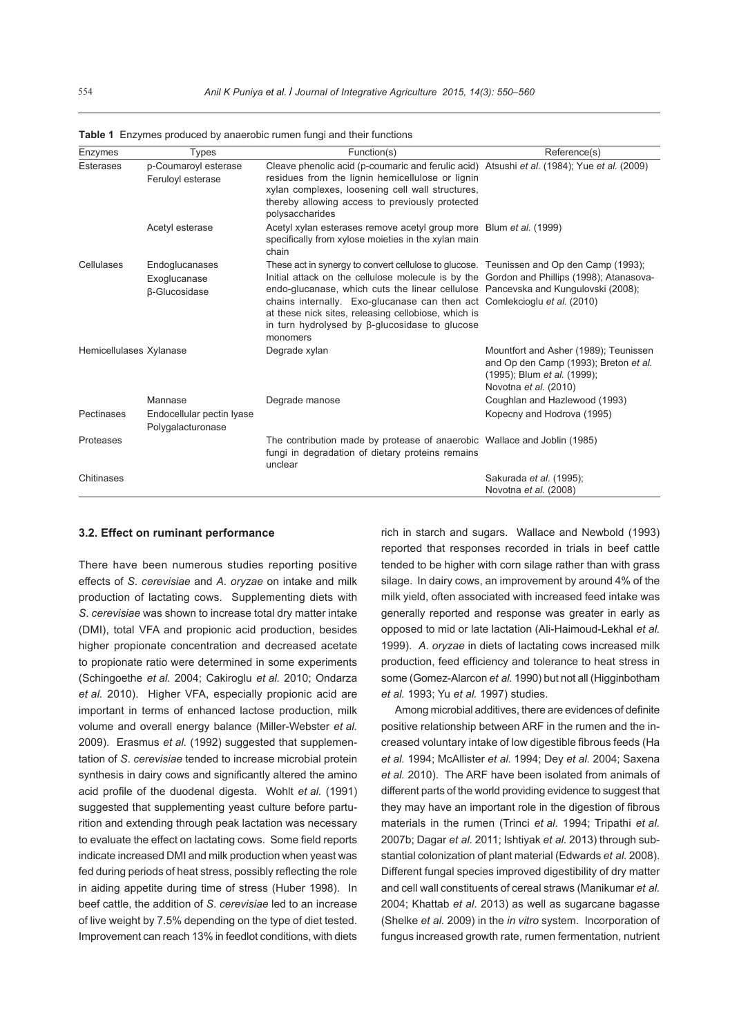**Table 1** Enzymes produced by anaerobic rumen fungi and their functions

| Enzymes | Types | Function(s) | Reference(s) |
|---|---|---|---|
| Esterases | p-Coumaroyl esterase<br>Feruloyl esterase | Cleave phenolic acid (p-coumaric and ferulic acid) residues from the lignin hemicellulose or lignin xylan complexes, loosening cell wall structures, thereby allowing access to previously protected polysaccharides | Atsushi *et al.* (1984); Yue *et al.* (2009) |
| | Acetyl esterase | Acetyl xylan esterases remove acetyl group more specifically from xylose moieties in the xylan main chain | Blum *et al.* (1999) |
| Cellulases | Endoglucanases<br>Exoglucanase<br>β-Glucosidase | These act in synergy to convert cellulose to glucose. Initial attack on the cellulose molecule is by the endo-glucanase, which cuts the linear cellulose chains internally. Exo-glucanase can then act at these nick sites, releasing cellobiose, which is in turn hydrolysed by β-glucosidase to glucose monomers | Teunissen and Op den Camp (1993); Gordon and Phillips (1998); Atanasova-Pancevska and Kungulovski (2008); Comlekcioglu *et al.* (2010) |
| Hemicellulases | Xylanase | Degrade xylan | Mountfort and Asher (1989); Teunissen and Op den Camp (1993); Breton *et al.* (1995); Blum *et al.* (1999); Novotna *et al.* (2010) |
| | Mannase | Degrade manose | Coughlan and Hazlewood (1993) |
| Pectinases | Endocellular pectin lyase<br>Polygalacturonase | | Kopecny and Hodrova (1995) |
| Proteases | | The contribution made by protease of anaerobic fungi in degradation of dietary proteins remains unclear | Wallace and Joblin (1985) |
| Chitinases | | | Sakurada *et al.* (1995); Novotna *et al.* (2008) |

### 3.2. Effect on ruminant performance

There have been numerous studies reporting positive effects of *S. cerevisiae* and *A. oryzae* on intake and milk production of lactating cows. Supplementing diets with *S. cerevisiae* was shown to increase total dry matter intake (DMI), total VFA and propionic acid production, besides higher propionate concentration and decreased acetate to propionate ratio were determined in some experiments (Schingoethe *et al.* 2004; Cakiroglu *et al.* 2010; Ondarza *et al.* 2010). Higher VFA, especially propionic acid are important in terms of enhanced lactose production, milk volume and overall energy balance (Miller-Webster *et al.* 2009). Erasmus *et al.* (1992) suggested that supplementation of *S. cerevisiae* tended to increase microbial protein synthesis in dairy cows and significantly altered the amino acid profile of the duodenal digesta. Wohlt *et al.* (1991) suggested that supplementing yeast culture before parturition and extending through peak lactation was necessary to evaluate the effect on lactating cows. Some field reports indicate increased DMI and milk production when yeast was fed during periods of heat stress, possibly reflecting the role in aiding appetite during time of stress (Huber 1998). In beef cattle, the addition of *S. cerevisiae* led to an increase of live weight by 7.5% depending on the type of diet tested. Improvement can reach 13% in feedlot conditions, with diets rich in starch and sugars. Wallace and Newbold (1993) reported that responses recorded in trials in beef cattle tended to be higher with corn silage rather than with grass silage. In dairy cows, an improvement by around 4% of the milk yield, often associated with increased feed intake was generally reported and response was greater in early as opposed to mid or late lactation (Ali-Haimoud-Lekhal *et al.* 1999). *A. oryzae* in diets of lactating cows increased milk production, feed efficiency and tolerance to heat stress in some (Gomez-Alarcon *et al.* 1990) but not all (Higginbotham *et al.* 1993; Yu *et al.* 1997) studies.

Among microbial additives, there are evidences of definite positive relationship between ARF in the rumen and the increased voluntary intake of low digestible fibrous feeds (Ha *et al.* 1994; McAllister *et al.* 1994; Dey *et al.* 2004; Saxena *et al.* 2010). The ARF have been isolated from animals of different parts of the world providing evidence to suggest that they may have an important role in the digestion of fibrous materials in the rumen (Trinci *et al.* 1994; Tripathi *et al.* 2007b; Dagar *et al.* 2011; Ishtiyak *et al.* 2013) through substantial colonization of plant material (Edwards *et al.* 2008). Different fungal species improved digestibility of dry matter and cell wall constituents of cereal straws (Manikumar *et al.* 2004; Khattab *et al.* 2013) as well as sugarcane bagasse (Shelke *et al.* 2009) in the *in vitro* system. Incorporation of fungus increased growth rate, rumen fermentation, nutrient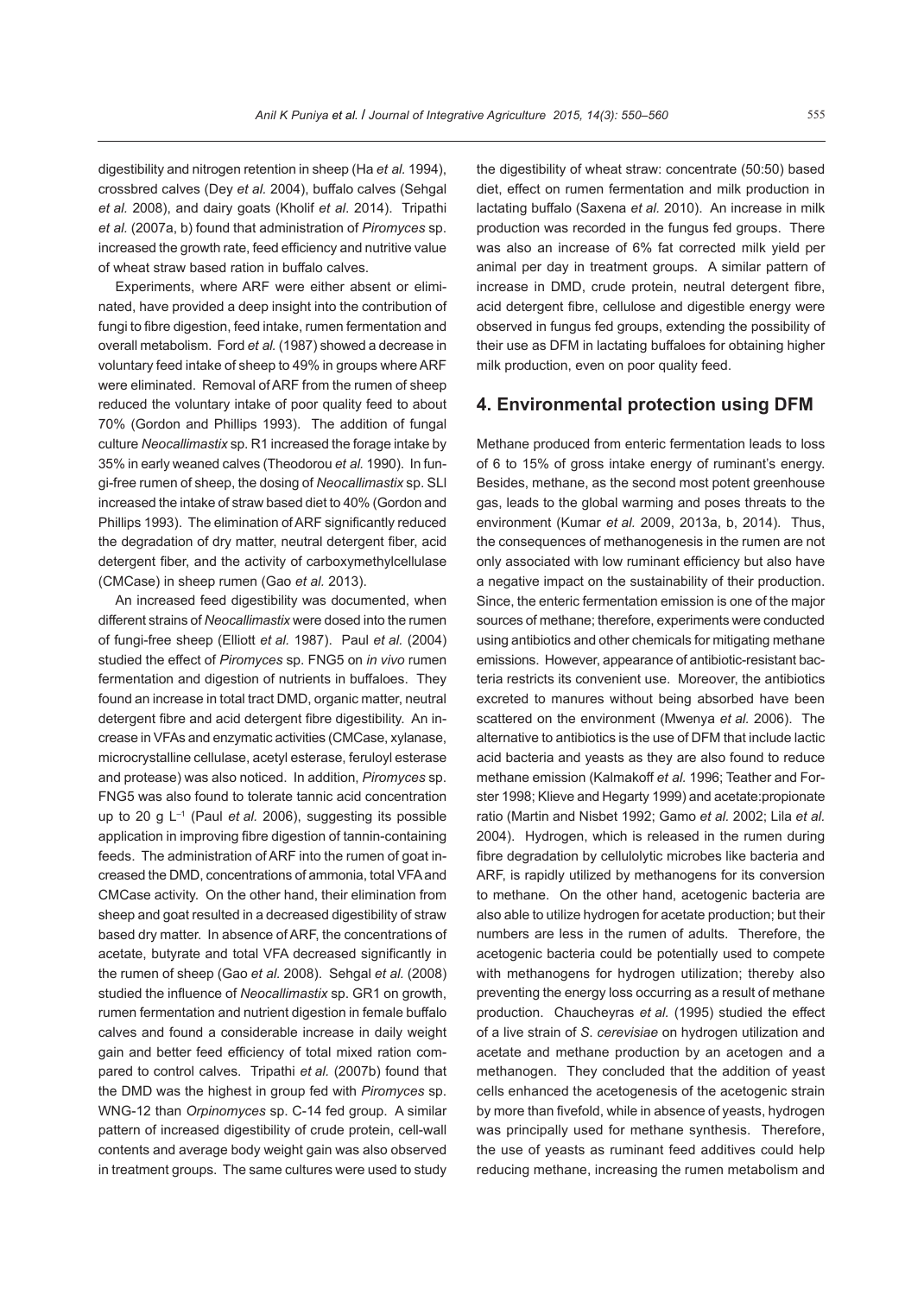digestibility and nitrogen retention in sheep (Ha *et al.* 1994), crossbred calves (Dey *et al.* 2004), buffalo calves (Sehgal *et al.* 2008), and dairy goats (Kholif *et al*. 2014). Tripathi *et al.* (2007a, b) found that administration of *Piromyces* sp. increased the growth rate, feed efficiency and nutritive value of wheat straw based ration in buffalo calves.

Experiments, where ARF were either absent or eliminated, have provided a deep insight into the contribution of fungi to fibre digestion, feed intake, rumen fermentation and overall metabolism. Ford *et al.* (1987) showed a decrease in voluntary feed intake of sheep to 49% in groups where ARF were eliminated. Removal of ARF from the rumen of sheep reduced the voluntary intake of poor quality feed to about 70% (Gordon and Phillips 1993). The addition of fungal culture *Neocallimastix* sp. R1 increased the forage intake by 35% in early weaned calves (Theodorou *et al.* 1990). In fungi-free rumen of sheep, the dosing of *Neocallimastix* sp. SLI increased the intake of straw based diet to 40% (Gordon and Phillips 1993). The elimination of ARF significantly reduced the degradation of dry matter, neutral detergent fiber, acid detergent fiber, and the activity of carboxymethylcellulase (CMCase) in sheep rumen (Gao *et al.* 2013).

An increased feed digestibility was documented, when different strains of *Neocallimastix* were dosed into the rumen of fungi-free sheep (Elliott *et al.* 1987). Paul *et al.* (2004) studied the effect of *Piromyces* sp. FNG5 on *in vivo* rumen fermentation and digestion of nutrients in buffaloes. They found an increase in total tract DMD, organic matter, neutral detergent fibre and acid detergent fibre digestibility. An increase in VFAs and enzymatic activities (CMCase, xylanase, microcrystalline cellulase, acetyl esterase, feruloyl esterase and protease) was also noticed. In addition, *Piromyces* sp. FNG5 was also found to tolerate tannic acid concentration up to 20 g $L^{-1}$ (Paul *et al.* 2006), suggesting its possible application in improving fibre digestion of tannin-containing feeds. The administration of ARF into the rumen of goat increased the DMD, concentrations of ammonia, total VFA and CMCase activity. On the other hand, their elimination from sheep and goat resulted in a decreased digestibility of straw based dry matter. In absence of ARF, the concentrations of acetate, butyrate and total VFA decreased significantly in the rumen of sheep (Gao *et al.* 2008). Sehgal *et al.* (2008) studied the influence of *Neocallimastix* sp. GR1 on growth, rumen fermentation and nutrient digestion in female buffalo calves and found a considerable increase in daily weight gain and better feed efficiency of total mixed ration compared to control calves. Tripathi *et al.* (2007b) found that the DMD was the highest in group fed with *Piromyces* sp. WNG-12 than *Orpinomyces* sp. C-14 fed group. A similar pattern of increased digestibility of crude protein, cell-wall contents and average body weight gain was also observed in treatment groups. The same cultures were used to study the digestibility of wheat straw: concentrate (50:50) based diet, effect on rumen fermentation and milk production in lactating buffalo (Saxena *et al.* 2010). An increase in milk production was recorded in the fungus fed groups. There was also an increase of 6% fat corrected milk yield per animal per day in treatment groups. A similar pattern of increase in DMD, crude protein, neutral detergent fibre, acid detergent fibre, cellulose and digestible energy were observed in fungus fed groups, extending the possibility of their use as DFM in lactating buffaloes for obtaining higher milk production, even on poor quality feed.

## 4. Environmental protection using DFM

Methane produced from enteric fermentation leads to loss of 6 to 15% of gross intake energy of ruminant's energy. Besides, methane, as the second most potent greenhouse gas, leads to the global warming and poses threats to the environment (Kumar *et al.* 2009, 2013a, b, 2014). Thus, the consequences of methanogenesis in the rumen are not only associated with low ruminant efficiency but also have a negative impact on the sustainability of their production. Since, the enteric fermentation emission is one of the major sources of methane; therefore, experiments were conducted using antibiotics and other chemicals for mitigating methane emissions. However, appearance of antibiotic-resistant bacteria restricts its convenient use. Moreover, the antibiotics excreted to manures without being absorbed have been scattered on the environment (Mwenya *et al.* 2006). The alternative to antibiotics is the use of DFM that include lactic acid bacteria and yeasts as they are also found to reduce methane emission (Kalmakoff *et al.* 1996; Teather and Forster 1998; Klieve and Hegarty 1999) and acetate:propionate ratio (Martin and Nisbet 1992; Gamo *et al.* 2002; Lila *et al.* 2004). Hydrogen, which is released in the rumen during fibre degradation by cellulolytic microbes like bacteria and ARF, is rapidly utilized by methanogens for its conversion to methane. On the other hand, acetogenic bacteria are also able to utilize hydrogen for acetate production; but their numbers are less in the rumen of adults. Therefore, the acetogenic bacteria could be potentially used to compete with methanogens for hydrogen utilization; thereby also preventing the energy loss occurring as a result of methane production. Chaucheyras *et al.* (1995) studied the effect of a live strain of *S. cerevisiae* on hydrogen utilization and acetate and methane production by an acetogen and a methanogen. They concluded that the addition of yeast cells enhanced the acetogenesis of the acetogenic strain by more than fivefold, while in absence of yeasts, hydrogen was principally used for methane synthesis. Therefore, the use of yeasts as ruminant feed additives could help reducing methane, increasing the rumen metabolism and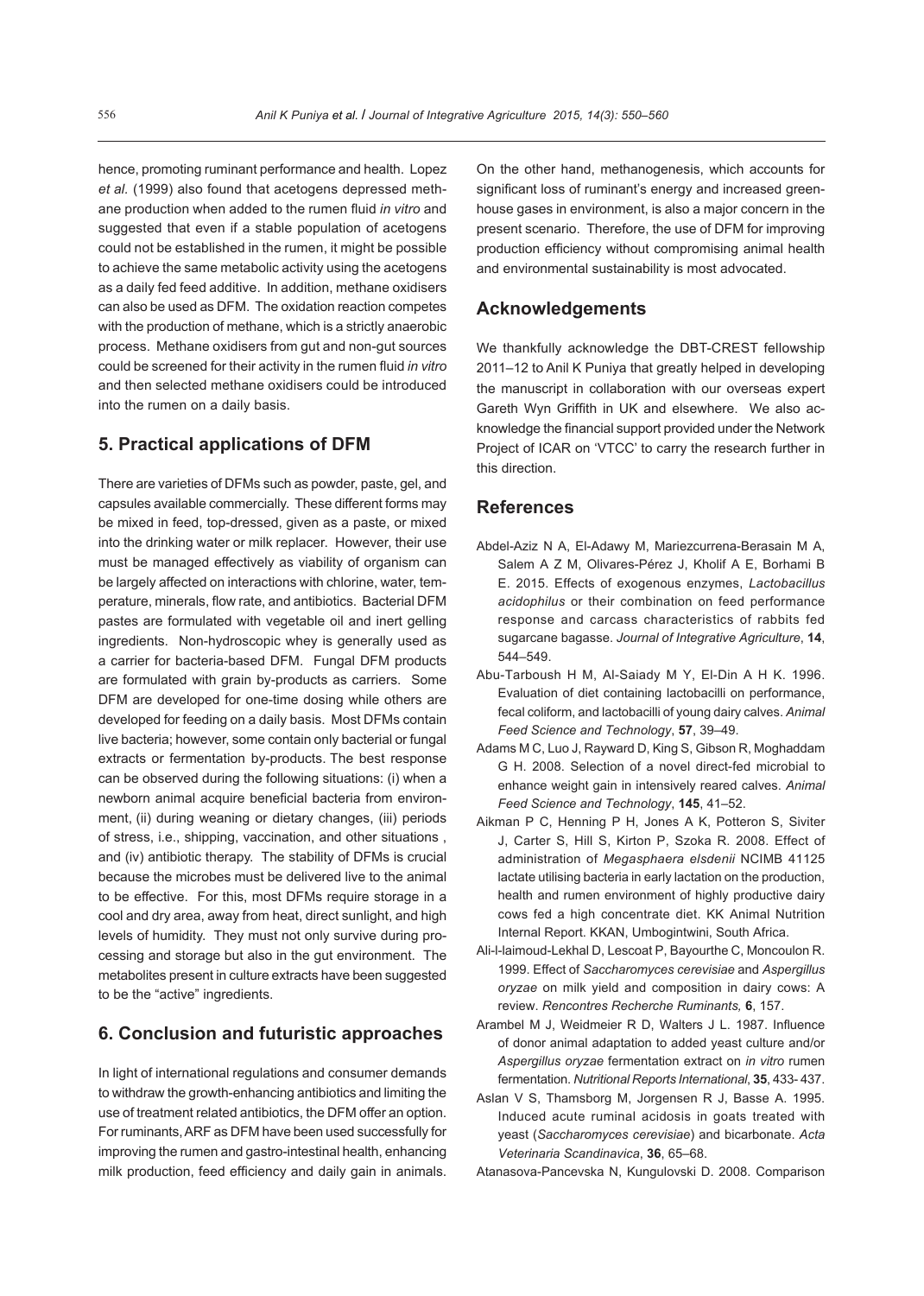hence, promoting ruminant performance and health. Lopez *et al.* (1999) also found that acetogens depressed methane production when added to the rumen fluid *in vitro* and suggested that even if a stable population of acetogens could not be established in the rumen, it might be possible to achieve the same metabolic activity using the acetogens as a daily fed feed additive. In addition, methane oxidisers can also be used as DFM. The oxidation reaction competes with the production of methane, which is a strictly anaerobic process. Methane oxidisers from gut and non-gut sources could be screened for their activity in the rumen fluid *in vitro* and then selected methane oxidisers could be introduced into the rumen on a daily basis.

## 5. Practical applications of DFM

There are varieties of DFMs such as powder, paste, gel, and capsules available commercially. These different forms may be mixed in feed, top-dressed, given as a paste, or mixed into the drinking water or milk replacer. However, their use must be managed effectively as viability of organism can be largely affected on interactions with chlorine, water, temperature, minerals, flow rate, and antibiotics. Bacterial DFM pastes are formulated with vegetable oil and inert gelling ingredients. Non-hydroscopic whey is generally used as a carrier for bacteria-based DFM. Fungal DFM products are formulated with grain by-products as carriers. Some DFM are developed for one-time dosing while others are developed for feeding on a daily basis. Most DFMs contain live bacteria; however, some contain only bacterial or fungal extracts or fermentation by-products. The best response can be observed during the following situations: (i) when a newborn animal acquire beneficial bacteria from environment, (ii) during weaning or dietary changes, (iii) periods of stress, i.e., shipping, vaccination, and other situations , and (iv) antibiotic therapy. The stability of DFMs is crucial because the microbes must be delivered live to the animal to be effective. For this, most DFMs require storage in a cool and dry area, away from heat, direct sunlight, and high levels of humidity. They must not only survive during processing and storage but also in the gut environment. The metabolites present in culture extracts have been suggested to be the "active" ingredients.

## 6. Conclusion and futuristic approaches

In light of international regulations and consumer demands to withdraw the growth-enhancing antibiotics and limiting the use of treatment related antibiotics, the DFM offer an option. For ruminants, ARF as DFM have been used successfully for improving the rumen and gastro-intestinal health, enhancing milk production, feed efficiency and daily gain in animals. On the other hand, methanogenesis, which accounts for significant loss of ruminant's energy and increased greenhouse gases in environment, is also a major concern in the present scenario. Therefore, the use of DFM for improving production efficiency without compromising animal health and environmental sustainability is most advocated.

## Acknowledgements

We thankfully acknowledge the DBT-CREST fellowship 2011–12 to Anil K Puniya that greatly helped in developing the manuscript in collaboration with our overseas expert Gareth Wyn Griffith in UK and elsewhere. We also acknowledge the financial support provided under the Network Project of ICAR on 'VTCC' to carry the research further in this direction.

## References

Abdel-Aziz N A, El-Adawy M, Mariezcurrena-Berasain M A, Salem A Z M, Olivares-Pérez J, Kholif A E, Borhami B E. 2015. Effects of exogenous enzymes, *Lactobacillus acidophilus* or their combination on feed performance response and carcass characteristics of rabbits fed sugarcane bagasse. *Journal of Integrative Agriculture*, **14**, 544–549.

Abu-Tarboush H M, Al-Saiady M Y, El-Din A H K. 1996. Evaluation of diet containing lactobacilli on performance, fecal coliform, and lactobacilli of young dairy calves. *Animal Feed Science and Technology*, **57**, 39–49.

Adams M C, Luo J, Rayward D, King S, Gibson R, Moghaddam G H. 2008. Selection of a novel direct-fed microbial to enhance weight gain in intensively reared calves. *Animal Feed Science and Technology*, **145**, 41–52.

Aikman P C, Henning P H, Jones A K, Potteron S, Siviter J, Carter S, Hill S, Kirton P, Szoka R. 2008. Effect of administration of *Megasphaera elsdenii* NCIMB 41125 lactate utilising bacteria in early lactation on the production, health and rumen environment of highly productive dairy cows fed a high concentrate diet. KK Animal Nutrition Internal Report. KKAN, Umbogintwini, South Africa.

Ali-I-laimoud-Lekhal D, Lescoat P, Bayourthe C, Moncoulon R. 1999. Effect of *Saccharomyces cerevisiae* and *Aspergillus oryzae* on milk yield and composition in dairy cows: A review. *Rencontres Recherche Ruminants,* **6**, 157.

Arambel M J, Weidmeier R D, Walters J L. 1987. Influence of donor animal adaptation to added yeast culture and/or *Aspergillus oryzae* fermentation extract on *in vitro* rumen fermentation. *Nutritional Reports International*, **35**, 433- 437.

Aslan V S, Thamsborg M, Jorgensen R J, Basse A. 1995. Induced acute ruminal acidosis in goats treated with yeast (*Saccharomyces cerevisiae*) and bicarbonate. *Acta Veterinaria Scandinavica*, **36**, 65–68.

Atanasova-Pancevska N, Kungulovski D. 2008. Comparison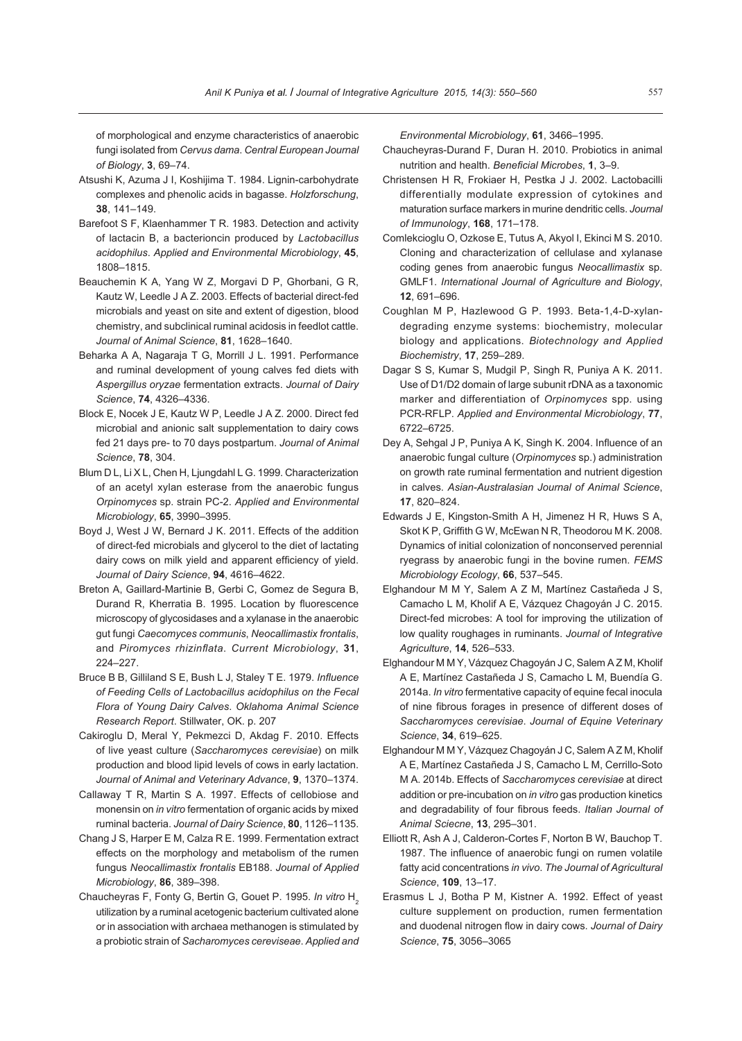of morphological and enzyme characteristics of anaerobic fungi isolated from *Cervus dama*. *Central European Journal of Biology*, **3**, 69–74.

Atsushi K, Azuma J I, Koshijima T. 1984. Lignin-carbohydrate complexes and phenolic acids in bagasse. *Holzforschung*, **38**, 141–149.

Barefoot S F, Klaenhammer T R. 1983. Detection and activity of lactacin B, a bacterioncin produced by *Lactobacillus acidophilus*. *Applied and Environmental Microbiology*, **45**, 1808–1815.

Beauchemin K A, Yang W Z, Morgavi D P, Ghorbani, G R, Kautz W, Leedle J A Z. 2003. Effects of bacterial direct-fed microbials and yeast on site and extent of digestion, blood chemistry, and subclinical ruminal acidosis in feedlot cattle. *Journal of Animal Science*, **81**, 1628–1640.

Beharka A A, Nagaraja T G, Morrill J L. 1991. Performance and ruminal development of young calves fed diets with *Aspergillus oryzae* fermentation extracts. *Journal of Dairy Science*, **74**, 4326–4336.

Block E, Nocek J E, Kautz W P, Leedle J A Z. 2000. Direct fed microbial and anionic salt supplementation to dairy cows fed 21 days pre- to 70 days postpartum. *Journal of Animal Science*, **78**, 304.

Blum D L, Li X L, Chen H, Ljungdahl L G. 1999. Characterization of an acetyl xylan esterase from the anaerobic fungus *Orpinomyces* sp. strain PC-2. *Applied and Environmental Microbiology*, **65**, 3990–3995.

Boyd J, West J W, Bernard J K. 2011. Effects of the addition of direct-fed microbials and glycerol to the diet of lactating dairy cows on milk yield and apparent efficiency of yield. *Journal of Dairy Science*, **94**, 4616–4622.

Breton A, Gaillard-Martinie B, Gerbi C, Gomez de Segura B, Durand R, Kherratia B. 1995. Location by fluorescence microscopy of glycosidases and a xylanase in the anaerobic gut fungi *Caecomyces communis*, *Neocallimastix frontalis*, and *Piromyces rhizinflata*. *Current Microbiology*, **31**, 224–227.

Bruce B B, Gilliland S E, Bush L J, Staley T E. 1979. *Influence of Feeding Cells of Lactobacillus acidophilus on the Fecal Flora of Young Dairy Calves*. *Oklahoma Animal Science Research Report*. Stillwater, OK. p. 207

Cakiroglu D, Meral Y, Pekmezci D, Akdag F. 2010. Effects of live yeast culture (*Saccharomyces cerevisiae*) on milk production and blood lipid levels of cows in early lactation. *Journal of Animal and Veterinary Advance*, **9**, 1370–1374.

Callaway T R, Martin S A. 1997. Effects of cellobiose and monensin on *in vitro* fermentation of organic acids by mixed ruminal bacteria. *Journal of Dairy Science*, **80**, 1126–1135.

Chang J S, Harper E M, Calza R E. 1999. Fermentation extract effects on the morphology and metabolism of the rumen fungus *Neocallimastix frontalis* EB188. *Journal of Applied Microbiology*, **86**, 389–398.

Chaucheyras F, Fonty G, Bertin G, Gouet P. 1995. *In vitro* $H_2$ utilization by a ruminal acetogenic bacterium cultivated alone or in association with archaea methanogen is stimulated by a probiotic strain of *Sacharomyces cereviseae*. *Applied and Environmental Microbiology*, **61**, 3466–1995.

Chaucheyras-Durand F, Duran H. 2010. Probiotics in animal nutrition and health. *Beneficial Microbes*, **1**, 3–9.

Christensen H R, Frokiaer H, Pestka J J. 2002. Lactobacilli differentially modulate expression of cytokines and maturation surface markers in murine dendritic cells. *Journal of Immunology*, **168**, 171–178.

Comlekcioglu O, Ozkose E, Tutus A, Akyol I, Ekinci M S. 2010. Cloning and characterization of cellulase and xylanase coding genes from anaerobic fungus *Neocallimastix* sp. GMLF1. *International Journal of Agriculture and Biology*, **12**, 691–696.

Coughlan M P, Hazlewood G P. 1993. Beta-1,4-D-xylan-degrading enzyme systems: biochemistry, molecular biology and applications. *Biotechnology and Applied Biochemistry*, **17**, 259–289.

Dagar S S, Kumar S, Mudgil P, Singh R, Puniya A K. 2011. Use of D1/D2 domain of large subunit rDNA as a taxonomic marker and differentiation of *Orpinomyces* spp. using PCR-RFLP. *Applied and Environmental Microbiology*, **77**, 6722–6725.

Dey A, Sehgal J P, Puniya A K, Singh K. 2004. Influence of an anaerobic fungal culture (*Orpinomyces* sp.) administration on growth rate ruminal fermentation and nutrient digestion in calves. *Asian-Australasian Journal of Animal Science*, **17**, 820–824.

Edwards J E, Kingston-Smith A H, Jimenez H R, Huws S A, Skot K P, Griffith G W, McEwan N R, Theodorou M K. 2008. Dynamics of initial colonization of nonconserved perennial ryegrass by anaerobic fungi in the bovine rumen. *FEMS Microbiology Ecology*, **66**, 537–545.

Elghandour M M Y, Salem A Z M, Martínez Castañeda J S, Camacho L M, Kholif A E, Vázquez Chagoyán J C. 2015. Direct-fed microbes: A tool for improving the utilization of low quality roughages in ruminants. *Journal of Integrative Agriculture*, **14**, 526–533.

Elghandour M M Y, Vázquez Chagoyán J C, Salem A Z M, Kholif A E, Martínez Castañeda J S, Camacho L M, Buendía G. 2014a. *In vitro* fermentative capacity of equine fecal inocula of nine fibrous forages in presence of different doses of *Saccharomyces cerevisiae*. *Journal of Equine Veterinary Science*, **34**, 619–625.

Elghandour M M Y, Vázquez Chagoyán J C, Salem A Z M, Kholif A E, Martínez Castañeda J S, Camacho L M, Cerrillo-Soto M A. 2014b. Effects of *Saccharomyces cerevisiae* at direct addition or pre-incubation on *in vitro* gas production kinetics and degradability of four fibrous feeds. *Italian Journal of Animal Sciecne*, **13**, 295–301.

Elliott R, Ash A J, Calderon-Cortes F, Norton B W, Bauchop T. 1987. The influence of anaerobic fungi on rumen volatile fatty acid concentrations *in vivo*. *The Journal of Agricultural Science*, **109**, 13–17.

Erasmus L J, Botha P M, Kistner A. 1992. Effect of yeast culture supplement on production, rumen fermentation and duodenal nitrogen flow in dairy cows. *Journal of Dairy Science*, **75**, 3056–3065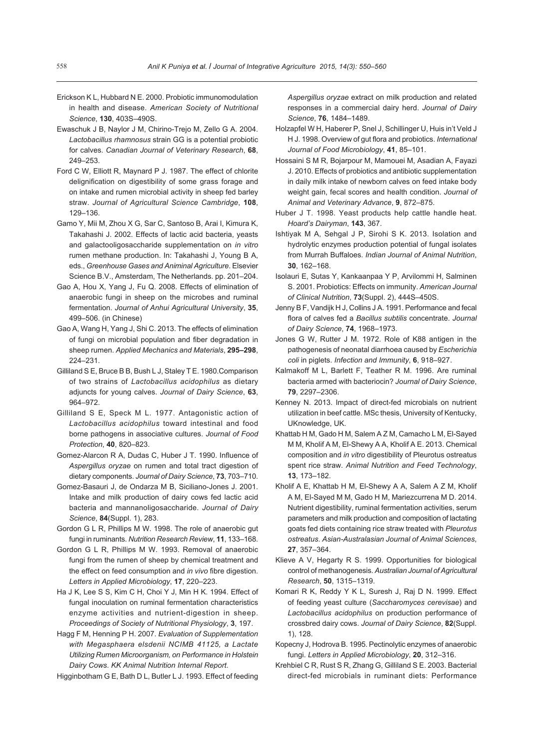Erickson K L, Hubbard N E. 2000. Probiotic immunomodulation in health and disease. *American Society of Nutritional Science*, **130**, 403S–490S.

Ewaschuk J B, Naylor J M, Chirino-Trejo M, Zello G A. 2004. *Lactobacillus rhamnosus* strain GG is a potential probiotic for calves. *Canadian Journal of Veterinary Research*, **68**, 249–253.

Ford C W, Elliott R, Maynard P J. 1987. The effect of chlorite delignification on digestibility of some grass forage and on intake and rumen microbial activity in sheep fed barley straw. *Journal of Agricultural Science Cambridge*, **108**, 129–136.

Gamo Y, Mii M, Zhou X G, Sar C, Santoso B, Arai I, Kimura K, Takahashi J. 2002. Effects of lactic acid bacteria, yeasts and galactooligosaccharide supplementation on *in vitro* rumen methane production. In: Takahashi J, Young B A, eds., *Greenhouse Gases and Animinal Agriculture*. Elsevier Science B.V., Amsterdam, The Netherlands. pp. 201–204.

Gao A, Hou X, Yang J, Fu Q. 2008. Effects of elimination of anaerobic fungi in sheep on the microbes and ruminal fermentation. *Journal of Anhui Agricultural University*, **35**, 499–506. (in Chinese)

Gao A, Wang H, Yang J, Shi C. 2013. The effects of elimination of fungi on microbial population and fiber degradation in sheep rumen. *Applied Mechanics and Materials*, **295–298**, 224–231.

Gilliland S E, Bruce B B, Bush L J, Staley T E. 1980.Comparison of two strains of *Lactobacillus acidophilus* as dietary adjuncts for young calves. *Journal of Dairy Science*, **63**, 964–972.

Gilliland S E, Speck M L. 1977. Antagonistic action of *Lactobacillus acidophilus* toward intestinal and food borne pathogens in associative cultures. *Journal of Food Protection*, **40**, 820–823.

Gomez-Alarcon R A, Dudas C, Huber J T. 1990. Influence of *Aspergillus oryzae* on rumen and total tract digestion of dietary components. *Journal of Dairy Science*, **73**, 703–710.

Gomez-Basauri J, de Ondarza M B, Siciliano-Jones J. 2001. Intake and milk production of dairy cows fed lactic acid bacteria and mannanoligosaccharide. *Journal of Dairy Science*, **84**(Suppl. 1), 283.

Gordon G L R, Phillips M W. 1998. The role of anaerobic gut fungi in ruminants. *Nutrition Research Review*, **11**, 133–168.

Gordon G L R, Phillips M W. 1993. Removal of anaerobic fungi from the rumen of sheep by chemical treatment and the effect on feed consumption and *in vivo* fibre digestion. *Letters in Applied Microbiology*, **17**, 220–223.

Ha J K, Lee S S, Kim C H, Choi Y J, Min H K. 1994. Effect of fungal inoculation on ruminal fermentation characteristics enzyme activities and nutrient-digestion in sheep. *Proceedings of Society of Nutritional Physiology*, **3**, 197.

Hagg F M, Henning P H. 2007. *Evaluation of Supplementation with Megasphaera elsdenii NCIMB 41125, a Lactate Utilizing Rumen Microorganism, on Performance in Holstein Dairy Cows. KK Animal Nutrition Internal Report.*

Higginbotham G E, Bath D L, Butler L J. 1993. Effect of feeding *Aspergillus oryzae* extract on milk production and related responses in a commercial dairy herd. *Journal of Dairy Science*, **76**, 1484–1489.

Holzapfel W H, Haberer P, Snel J, Schillinger U, Huis in't Veld J H J. 1998. Overview of gut flora and probiotics. *International Journal of Food Microbiology*, **41**, 85–101.

Hossaini S M R, Bojarpour M, Mamouei M, Asadian A, Fayazi J. 2010. Effects of probiotics and antibiotic supplementation in daily milk intake of newborn calves on feed intake body weight gain, fecal scores and health condition. *Journal of Animal and Veterinary Advance*, **9**, 872–875.

Huber J T. 1998. Yeast products help cattle handle heat. *Hoard's Dairyman*, **143**, 367.

Ishtiyak M A, Sehgal J P, Sirohi S K. 2013. Isolation and hydrolytic enzymes production potential of fungal isolates from Murrah Buffaloes. *Indian Journal of Animal Nutrition*, **30**, 162–168.

Isolauri E, Sutas Y, Kankaanpaa Y P, Arvilommi H, Salminen S. 2001. Probiotics: Effects on immunity. *American Journal of Clinical Nutrition*, **73**(Suppl. 2), 444S–450S.

Jenny B F, Vandijk H J, Collins J A. 1991. Performance and fecal flora of calves fed a *Bacillus subtilis* concentrate. *Journal of Dairy Science*, **74**, 1968–1973.

Jones G W, Rutter J M. 1972. Role of K88 antigen in the pathogenesis of neonatal diarrhoea caused by *Escherichia coli* in piglets. *Infection and Immunity*, **6**, 918–927.

Kalmakoff M L, Barlett F, Teather R M. 1996. Are ruminal bacteria armed with bacteriocin? *Journal of Dairy Science*, **79**, 2297–2306.

Kenney N. 2013. Impact of direct-fed microbials on nutrient utilization in beef cattle. MSc thesis, University of Kentucky, UKnowledge, UK.

Khattab H M, Gado H M, Salem A Z M, Camacho L M, El-Sayed M M, Kholif A M, El-Shewy A A, Kholif A E. 2013. Chemical composition and *in vitro* digestibility of Pleurotus ostreatus spent rice straw. *Animal Nutrition and Feed Technology*, **13**, 173–182.

Kholif A E, Khattab H M, El-Shewy A A, Salem A Z M, Kholif A M, El-Sayed M M, Gado H M, Mariezcurrena M D. 2014. Nutrient digestibility, ruminal fermentation activities, serum parameters and milk production and composition of lactating goats fed diets containing rice straw treated with *Pleurotus ostreatus*. *Asian-Australasian Journal of Animal Sciences*, **27**, 357–364.

Klieve A V, Hegarty R S. 1999. Opportunities for biological control of methanogenesis. *Australian Journal of Agricultural Research*, **50**, 1315–1319.

Komari R K, Reddy Y K L, Suresh J, Raj D N. 1999. Effect of feeding yeast culture (*Saccharomyces cerevisae*) and *Lactobacillus acidophilus* on production performance of crossbred dairy cows. *Journal of Dairy Science*, **82**(Suppl. 1), 128.

Kopecny J, Hodrova B. 1995. Pectinolytic enzymes of anaerobic fungi. *Letters in Applied Microbiology*, **20**, 312–316.

Krehbiel C R, Rust S R, Zhang G, Gilliland S E. 2003. Bacterial direct-fed microbials in ruminant diets: Performance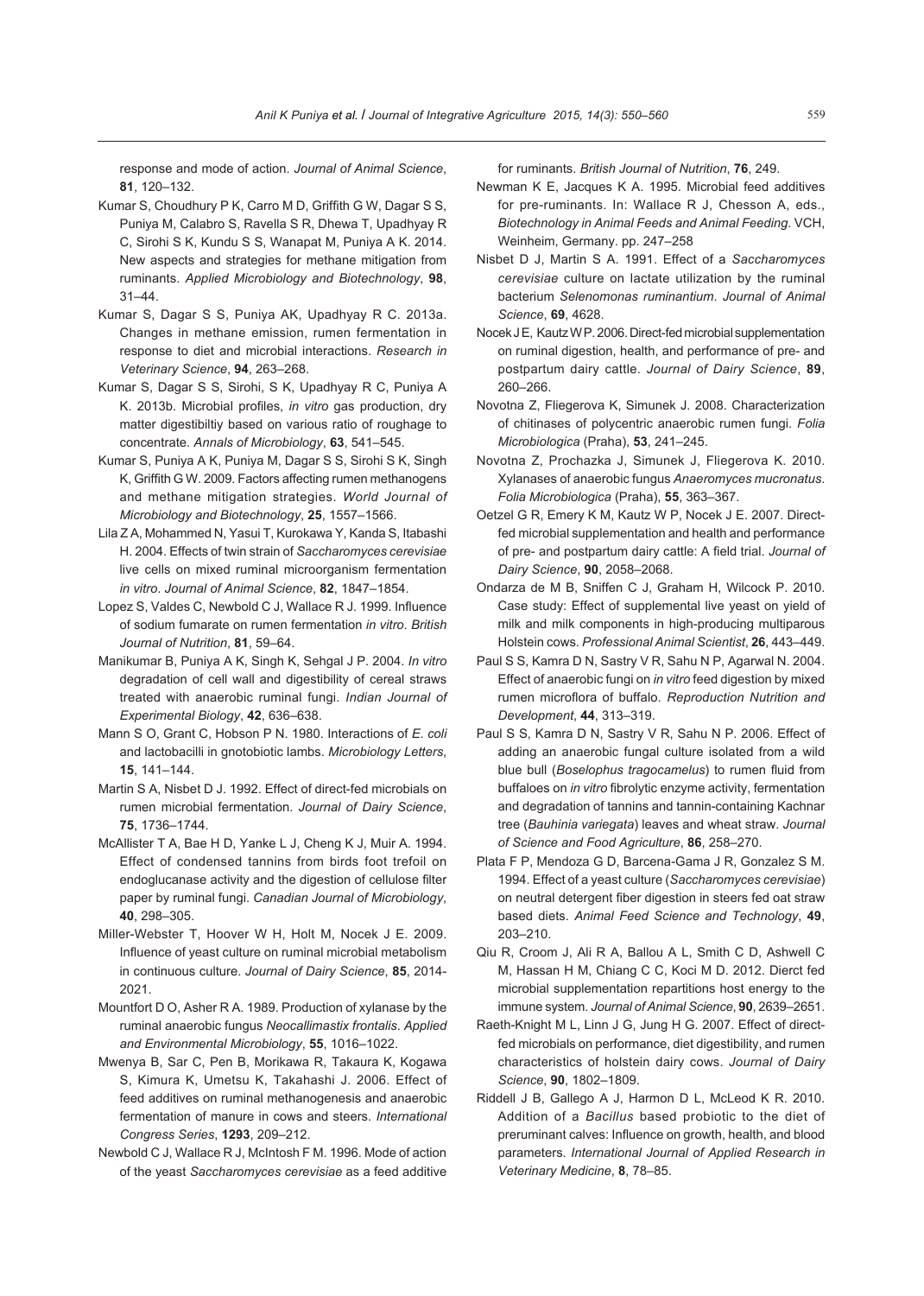response and mode of action. *Journal of Animal Science*, **81**, 120–132.

Kumar S, Choudhury P K, Carro M D, Griffith G W, Dagar S S, Puniya M, Calabro S, Ravella S R, Dhewa T, Upadhyay R C, Sirohi S K, Kundu S S, Wanapat M, Puniya A K. 2014. New aspects and strategies for methane mitigation from ruminants. *Applied Microbiology and Biotechnology*, **98**, 31–44.

Kumar S, Dagar S S, Puniya AK, Upadhyay R C. 2013a. Changes in methane emission, rumen fermentation in response to diet and microbial interactions. *Research in Veterinary Science*, **94**, 263–268.

Kumar S, Dagar S S, Sirohi, S K, Upadhyay R C, Puniya A K. 2013b. Microbial profiles, *in vitro* gas production, dry matter digestibiltiy based on various ratio of roughage to concentrate. *Annals of Microbiology*, **63**, 541–545.

Kumar S, Puniya A K, Puniya M, Dagar S S, Sirohi S K, Singh K, Griffith G W. 2009. Factors affecting rumen methanogens and methane mitigation strategies. *World Journal of Microbiology and Biotechnology*, **25**, 1557–1566.

Lila Z A, Mohammed N, Yasui T, Kurokawa Y, Kanda S, Itabashi H. 2004. Effects of twin strain of *Saccharomyces cerevisiae* live cells on mixed ruminal microorganism fermentation *in vitro*. *Journal of Animal Science*, **82**, 1847–1854.

Lopez S, Valdes C, Newbold C J, Wallace R J. 1999. Influence of sodium fumarate on rumen fermentation *in vitro*. *British Journal of Nutrition*, **81**, 59–64.

Manikumar B, Puniya A K, Singh K, Sehgal J P. 2004. *In vitro* degradation of cell wall and digestibility of cereal straws treated with anaerobic ruminal fungi. *Indian Journal of Experimental Biology*, **42**, 636–638.

Mann S O, Grant C, Hobson P N. 1980. Interactions of *E. coli* and lactobacilli in gnotobiotic lambs. *Microbiology Letters*, **15**, 141–144.

Martin S A, Nisbet D J. 1992. Effect of direct-fed microbials on rumen microbial fermentation. *Journal of Dairy Science*, **75**, 1736–1744.

McAllister T A, Bae H D, Yanke L J, Cheng K J, Muir A. 1994. Effect of condensed tannins from birds foot trefoil on endoglucanase activity and the digestion of cellulose filter paper by ruminal fungi. *Canadian Journal of Microbiology*, **40**, 298–305.

Miller-Webster T, Hoover W H, Holt M, Nocek J E. 2009. Influence of yeast culture on ruminal microbial metabolism in continuous culture. *Journal of Dairy Science*, **85**, 2014-2021.

Mountfort D O, Asher R A. 1989. Production of xylanase by the ruminal anaerobic fungus *Neocallimastix frontalis*. *Applied and Environmental Microbiology*, **55**, 1016–1022.

Mwenya B, Sar C, Pen B, Morikawa R, Takaura K, Kogawa S, Kimura K, Umetsu K, Takahashi J. 2006. Effect of feed additives on ruminal methanogenesis and anaerobic fermentation of manure in cows and steers. *International Congress Series*, **1293**, 209–212.

Newbold C J, Wallace R J, McIntosh F M. 1996. Mode of action of the yeast *Saccharomyces cerevisiae* as a feed additive for ruminants. *British Journal of Nutrition*, **76**, 249.

Newman K E, Jacques K A. 1995. Microbial feed additives for pre-ruminants. In: Wallace R J, Chesson A, eds., *Biotechnology in Animal Feeds and Animal Feeding*. VCH, Weinheim, Germany. pp. 247–258

Nisbet D J, Martin S A. 1991. Effect of a *Saccharomyces cerevisiae* culture on lactate utilization by the ruminal bacterium *Selenomonas ruminantium*. *Journal of Animal Science*, **69**, 4628.

Nocek J E, Kautz W P. 2006. Direct-fed microbial supplementation on ruminal digestion, health, and performance of pre- and postpartum dairy cattle. *Journal of Dairy Science*, **89**, 260–266.

Novotna Z, Fliegerova K, Simunek J. 2008. Characterization of chitinases of polycentric anaerobic rumen fungi. *Folia Microbiologica* (Praha), **53**, 241–245.

Novotna Z, Prochazka J, Simunek J, Fliegerova K. 2010. Xylanases of anaerobic fungus *Anaeromyces mucronatus*. *Folia Microbiologica* (Praha), **55**, 363–367.

Oetzel G R, Emery K M, Kautz W P, Nocek J E. 2007. Direct-fed microbial supplementation and health and performance of pre- and postpartum dairy cattle: A field trial. *Journal of Dairy Science*, **90**, 2058–2068.

Ondarza de M B, Sniffen C J, Graham H, Wilcock P. 2010. Case study: Effect of supplemental live yeast on yield of milk and milk components in high-producing multiparous Holstein cows. *Professional Animal Scientist*, **26**, 443–449.

Paul S S, Kamra D N, Sastry V R, Sahu N P, Agarwal N. 2004. Effect of anaerobic fungi on *in vitro* feed digestion by mixed rumen microflora of buffalo. *Reproduction Nutrition and Development*, **44**, 313–319.

Paul S S, Kamra D N, Sastry V R, Sahu N P. 2006. Effect of adding an anaerobic fungal culture isolated from a wild blue bull (*Boselophus tragocamelus*) to rumen fluid from buffaloes on *in vitro* fibrolytic enzyme activity, fermentation and degradation of tannins and tannin-containing Kachnar tree (*Bauhinia variegata*) leaves and wheat straw. *Journal of Science and Food Agriculture*, **86**, 258–270.

Plata F P, Mendoza G D, Barcena-Gama J R, Gonzalez S M. 1994. Effect of a yeast culture (*Saccharomyces cerevisiae*) on neutral detergent fiber digestion in steers fed oat straw based diets. *Animal Feed Science and Technology*, **49**, 203–210.

Qiu R, Croom J, Ali R A, Ballou A L, Smith C D, Ashwell C M, Hassan H M, Chiang C C, Koci M D. 2012. Dierct fed microbial supplementation repartitions host energy to the immune system. *Journal of Animal Science*, **90**, 2639–2651.

Raeth-Knight M L, Linn J G, Jung H G. 2007. Effect of direct-fed microbials on performance, diet digestibility, and rumen characteristics of holstein dairy cows. *Journal of Dairy Science*, **90**, 1802–1809.

Riddell J B, Gallego A J, Harmon D L, McLeod K R. 2010. Addition of a *Bacillus* based probiotic to the diet of preruminant calves: Influence on growth, health, and blood parameters. *International Journal of Applied Research in Veterinary Medicine*, **8**, 78–85.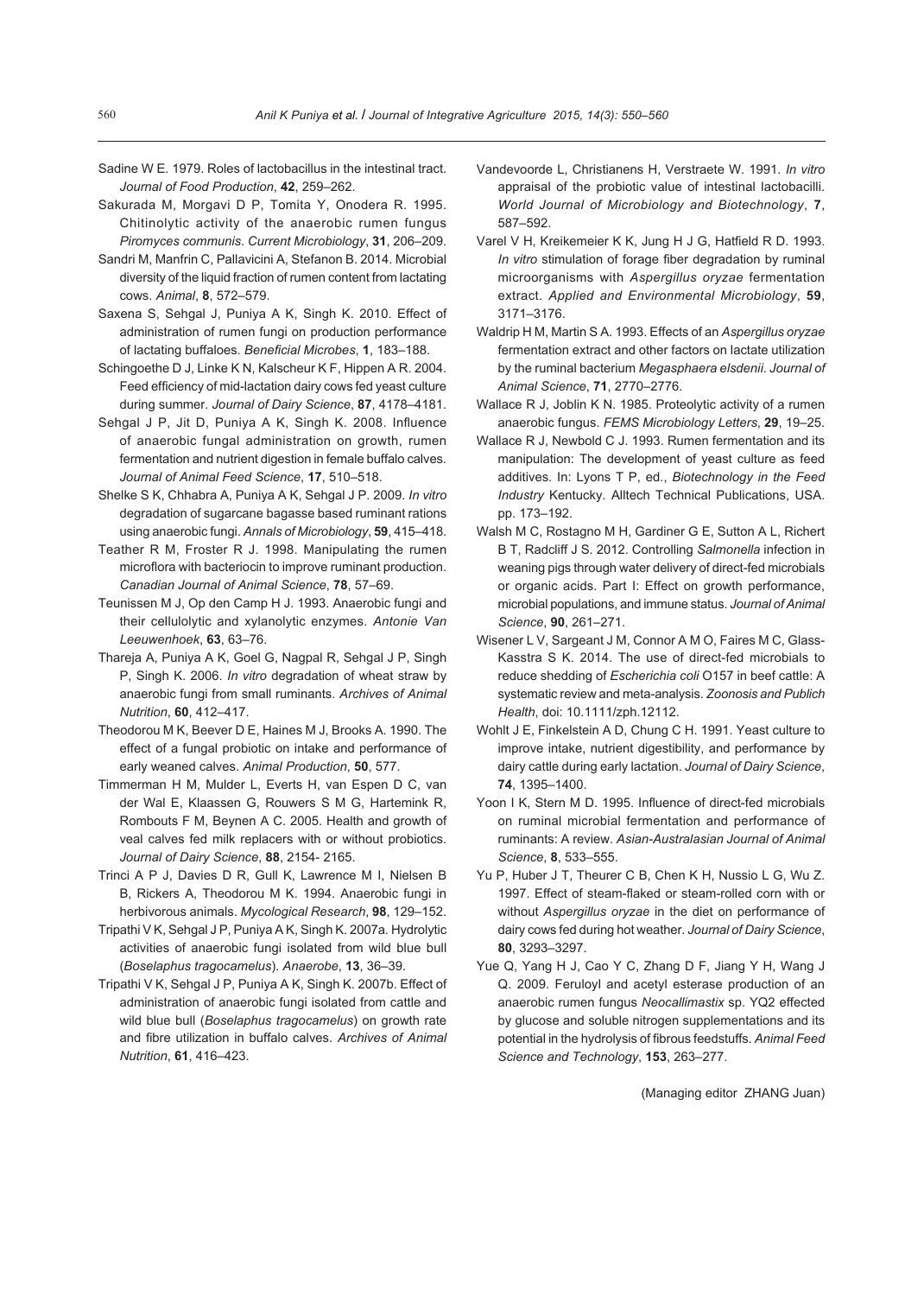Sadine W E. 1979. Roles of lactobacillus in the intestinal tract. *Journal of Food Production*, **42**, 259–262.

Sakurada M, Morgavi D P, Tomita Y, Onodera R. 1995. Chitinolytic activity of the anaerobic rumen fungus *Piromyces communis*. *Current Microbiology*, **31**, 206–209.

Sandri M, Manfrin C, Pallavicini A, Stefanon B. 2014. Microbial diversity of the liquid fraction of rumen content from lactating cows. *Animal*, **8**, 572–579.

Saxena S, Sehgal J, Puniya A K, Singh K. 2010. Effect of administration of rumen fungi on production performance of lactating buffaloes. *Beneficial Microbes*, **1**, 183–188.

Schingoethe D J, Linke K N, Kalscheur K F, Hippen A R. 2004. Feed efficiency of mid-lactation dairy cows fed yeast culture during summer. *Journal of Dairy Science*, **87**, 4178–4181.

Sehgal J P, Jit D, Puniya A K, Singh K. 2008. Influence of anaerobic fungal administration on growth, rumen fermentation and nutrient digestion in female buffalo calves. *Journal of Animal Feed Science*, **17**, 510–518.

Shelke S K, Chhabra A, Puniya A K, Sehgal J P. 2009. *In vitro* degradation of sugarcane bagasse based ruminant rations using anaerobic fungi. *Annals of Microbiology*, **59**, 415–418.

Teather R M, Froster R J. 1998. Manipulating the rumen microflora with bacteriocin to improve ruminant production. *Canadian Journal of Animal Science*, **78**, 57–69.

Teunissen M J, Op den Camp H J. 1993. Anaerobic fungi and their cellulolytic and xylanolytic enzymes. *Antonie Van Leeuwenhoek*, **63**, 63–76.

Thareja A, Puniya A K, Goel G, Nagpal R, Sehgal J P, Singh P, Singh K. 2006. *In vitro* degradation of wheat straw by anaerobic fungi from small ruminants. *Archives of Animal Nutrition*, **60**, 412–417.

Theodorou M K, Beever D E, Haines M J, Brooks A. 1990. The effect of a fungal probiotic on intake and performance of early weaned calves. *Animal Production*, **50**, 577.

Timmerman H M, Mulder L, Everts H, van Espen D C, van der Wal E, Klaassen G, Rouwers S M G, Hartemink R, Rombouts F M, Beynen A C. 2005. Health and growth of veal calves fed milk replacers with or without probiotics. *Journal of Dairy Science*, **88**, 2154- 2165.

Trinci A P J, Davies D R, Gull K, Lawrence M I, Nielsen B B, Rickers A, Theodorou M K. 1994. Anaerobic fungi in herbivorous animals. *Mycological Research*, **98**, 129–152.

Tripathi V K, Sehgal J P, Puniya A K, Singh K. 2007a. Hydrolytic activities of anaerobic fungi isolated from wild blue bull (*Boselaphus tragocamelus*). *Anaerobe*, **13**, 36–39.

Tripathi V K, Sehgal J P, Puniya A K, Singh K. 2007b. Effect of administration of anaerobic fungi isolated from cattle and wild blue bull (*Boselaphus tragocamelus*) on growth rate and fibre utilization in buffalo calves. *Archives of Animal Nutrition*, **61**, 416–423.

Vandevoorde L, Christianens H, Verstraete W. 1991. *In vitro* appraisal of the probiotic value of intestinal lactobacilli. *World Journal of Microbiology and Biotechnology*, **7**, 587–592.

Varel V H, Kreikemeier K K, Jung H J G, Hatfield R D. 1993. *In vitro* stimulation of forage fiber degradation by ruminal microorganisms with *Aspergillus oryzae* fermentation extract. *Applied and Environmental Microbiology*, **59**, 3171–3176.

Waldrip H M, Martin S A. 1993. Effects of an *Aspergillus oryzae* fermentation extract and other factors on lactate utilization by the ruminal bacterium *Megasphaera elsdenii*. *Journal of Animal Science*, **71**, 2770–2776.

Wallace R J, Joblin K N. 1985. Proteolytic activity of a rumen anaerobic fungus. *FEMS Microbiology Letters*, **29**, 19–25.

Wallace R J, Newbold C J. 1993. Rumen fermentation and its manipulation: The development of yeast culture as feed additives. In: Lyons T P, ed., *Biotechnology in the Feed Industry* Kentucky. Alltech Technical Publications, USA. pp. 173–192.

Walsh M C, Rostagno M H, Gardiner G E, Sutton A L, Richert B T, Radcliff J S. 2012. Controlling *Salmonella* infection in weaning pigs through water delivery of direct-fed microbials or organic acids. Part I: Effect on growth performance, microbial populations, and immune status. *Journal of Animal Science*, **90**, 261–271.

Wisener L V, Sargeant J M, Connor A M O, Faires M C, Glass-Kasstra S K. 2014. The use of direct-fed microbials to reduce shedding of *Escherichia coli* O157 in beef cattle: A systematic review and meta-analysis. *Zoonosis and Publich Health*, doi: 10.1111/zph.12112.

Wohlt J E, Finkelstein A D, Chung C H. 1991. Yeast culture to improve intake, nutrient digestibility, and performance by dairy cattle during early lactation. *Journal of Dairy Science*, **74**, 1395–1400.

Yoon I K, Stern M D. 1995. Influence of direct-fed microbials on ruminal microbial fermentation and performance of ruminants: A review. *Asian-Australasian Journal of Animal Science*, **8**, 533–555.

Yu P, Huber J T, Theurer C B, Chen K H, Nussio L G, Wu Z. 1997. Effect of steam-flaked or steam-rolled corn with or without *Aspergillus oryzae* in the diet on performance of dairy cows fed during hot weather. *Journal of Dairy Science*, **80**, 3293–3297.

Yue Q, Yang H J, Cao Y C, Zhang D F, Jiang Y H, Wang J Q. 2009. Feruloyl and acetyl esterase production of an anaerobic rumen fungus *Neocallimastix* sp. YQ2 effected by glucose and soluble nitrogen supplementations and its potential in the hydrolysis of fibrous feedstuffs. *Animal Feed Science and Technology*, **153**, 263–277.

(Managing editor ZHANG Juan)